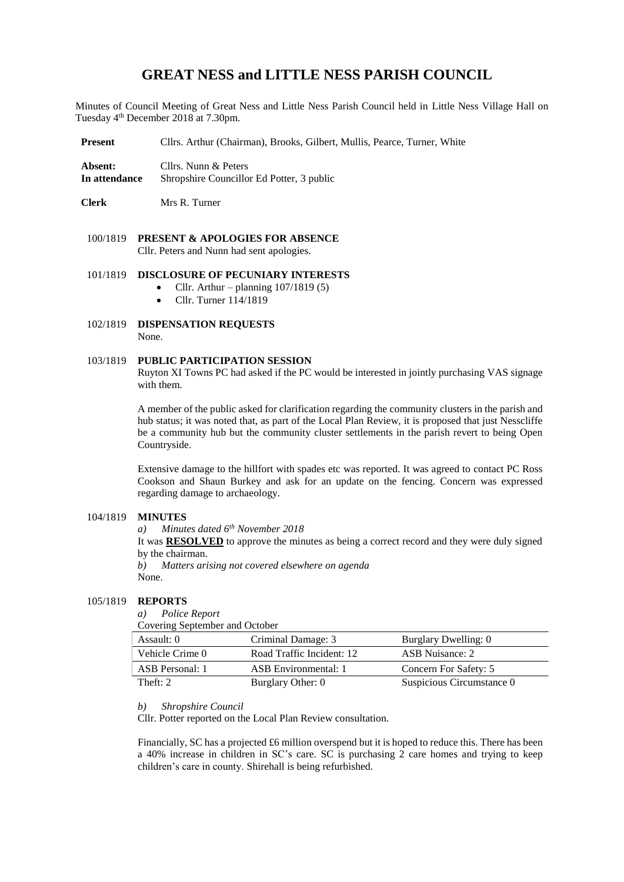# GREAT NESS and LITTLE NESS PARISH COUNCIL

Minutes of Council Meeting of Great Ness and Little Ness Parish Council held in Little Ness Village Hall on Tuesday 4th December 2018 at 7.30pm.

**Present** Cllrs. Arthur (Chairman), Brooks, Gilbert, Mullis, Pearce, Turner, White

**Absent:** Cllrs. Nunn & Peters
**In attendance** Shropshire Councillor Ed Potter, 3 public

**Clerk** Mrs R. Turner

100/1819 **PRESENT & APOLOGIES FOR ABSENCE**
Cllr. Peters and Nunn had sent apologies.

101/1819 **DISCLOSURE OF PECUNIARY INTERESTS**
- Cllr. Arthur – planning 107/1819 (5)
- Cllr. Turner 114/1819

102/1819 **DISPENSATION REQUESTS**
None.

103/1819 **PUBLIC PARTICIPATION SESSION**
Ruyton XI Towns PC had asked if the PC would be interested in jointly purchasing VAS signage with them.

A member of the public asked for clarification regarding the community clusters in the parish and hub status; it was noted that, as part of the Local Plan Review, it is proposed that just Nesscliffe be a community hub but the community cluster settlements in the parish revert to being Open Countryside.

Extensive damage to the hillfort with spades etc was reported. It was agreed to contact PC Ross Cookson and Shaun Burkey and ask for an update on the fencing. Concern was expressed regarding damage to archaeology.

104/1819 **MINUTES**
*a) Minutes dated 6th November 2018*
It was **RESOLVED** to approve the minutes as being a correct record and they were duly signed by the chairman.
*b) Matters arising not covered elsewhere on agenda*
None.

105/1819 **REPORTS**
*a) Police Report*
Covering September and October

| Assault: 0 | Criminal Damage: 3 | Burglary Dwelling: 0 |
|---|---|---|
| Vehicle Crime 0 | Road Traffic Incident: 12 | ASB Nuisance: 2 |
| ASB Personal: 1 | ASB Environmental: 1 | Concern For Safety: 5 |
| Theft: 2 | Burglary Other: 0 | Suspicious Circumstance 0 |

*b) Shropshire Council*
Cllr. Potter reported on the Local Plan Review consultation.

Financially, SC has a projected £6 million overspend but it is hoped to reduce this. There has been a 40% increase in children in SC's care. SC is purchasing 2 care homes and trying to keep children's care in county. Shirehall is being refurbished.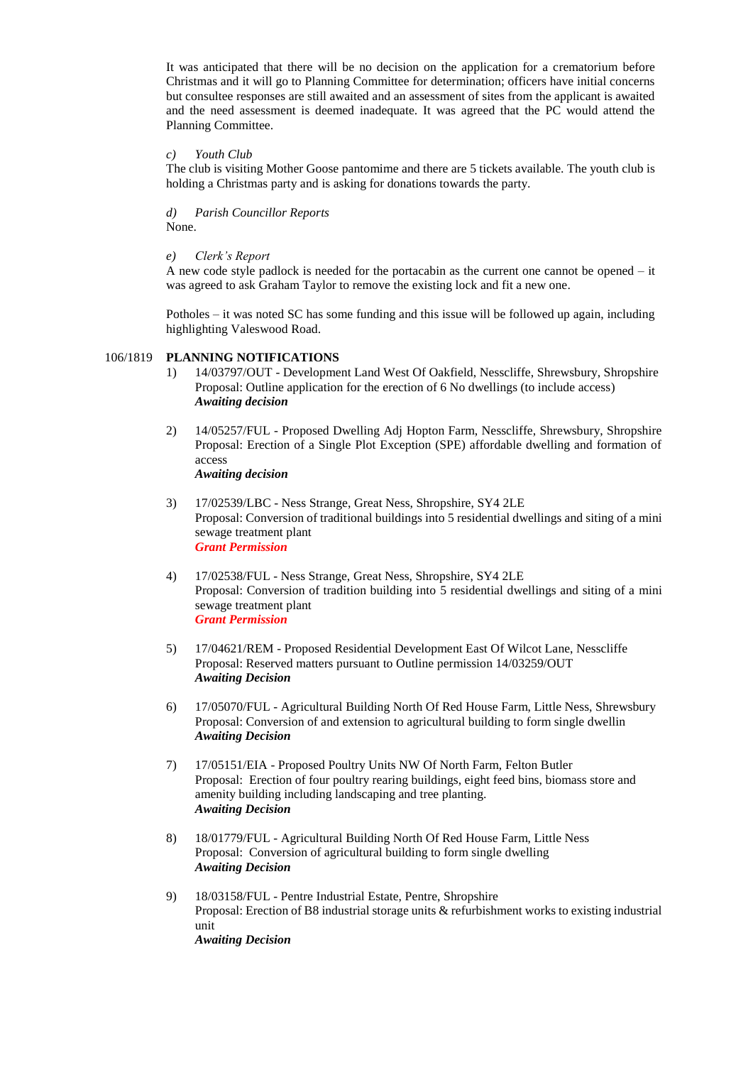It was anticipated that there will be no decision on the application for a crematorium before Christmas and it will go to Planning Committee for determination; officers have initial concerns but consultee responses are still awaited and an assessment of sites from the applicant is awaited and the need assessment is deemed inadequate. It was agreed that the PC would attend the Planning Committee.

*c) Youth Club*

The club is visiting Mother Goose pantomime and there are 5 tickets available. The youth club is holding a Christmas party and is asking for donations towards the party.

*d) Parish Councillor Reports*

None.

*e) Clerk's Report*

A new code style padlock is needed for the portacabin as the current one cannot be opened – it was agreed to ask Graham Taylor to remove the existing lock and fit a new one.

Potholes – it was noted SC has some funding and this issue will be followed up again, including highlighting Valeswood Road.

## 106/1819 PLANNING NOTIFICATIONS

1) 14/03797/OUT - Development Land West Of Oakfield, Nesscliffe, Shrewsbury, Shropshire
   Proposal: Outline application for the erection of 6 No dwellings (to include access)
   ***Awaiting decision***

2) 14/05257/FUL - Proposed Dwelling Adj Hopton Farm, Nesscliffe, Shrewsbury, Shropshire
   Proposal: Erection of a Single Plot Exception (SPE) affordable dwelling and formation of access
   ***Awaiting decision***

3) 17/02539/LBC - Ness Strange, Great Ness, Shropshire, SY4 2LE
   Proposal: Conversion of traditional buildings into 5 residential dwellings and siting of a mini sewage treatment plant
   ***Grant Permission***

4) 17/02538/FUL - Ness Strange, Great Ness, Shropshire, SY4 2LE
   Proposal: Conversion of tradition building into 5 residential dwellings and siting of a mini sewage treatment plant
   ***Grant Permission***

5) 17/04621/REM - Proposed Residential Development East Of Wilcot Lane, Nesscliffe
   Proposal: Reserved matters pursuant to Outline permission 14/03259/OUT
   ***Awaiting Decision***

6) 17/05070/FUL - Agricultural Building North Of Red House Farm, Little Ness, Shrewsbury
   Proposal: Conversion of and extension to agricultural building to form single dwellin
   ***Awaiting Decision***

7) 17/05151/EIA - Proposed Poultry Units NW Of North Farm, Felton Butler
   Proposal: Erection of four poultry rearing buildings, eight feed bins, biomass store and amenity building including landscaping and tree planting.
   ***Awaiting Decision***

8) 18/01779/FUL - Agricultural Building North Of Red House Farm, Little Ness
   Proposal: Conversion of agricultural building to form single dwelling
   ***Awaiting Decision***

9) 18/03158/FUL - Pentre Industrial Estate, Pentre, Shropshire
   Proposal: Erection of B8 industrial storage units & refurbishment works to existing industrial unit
   ***Awaiting Decision***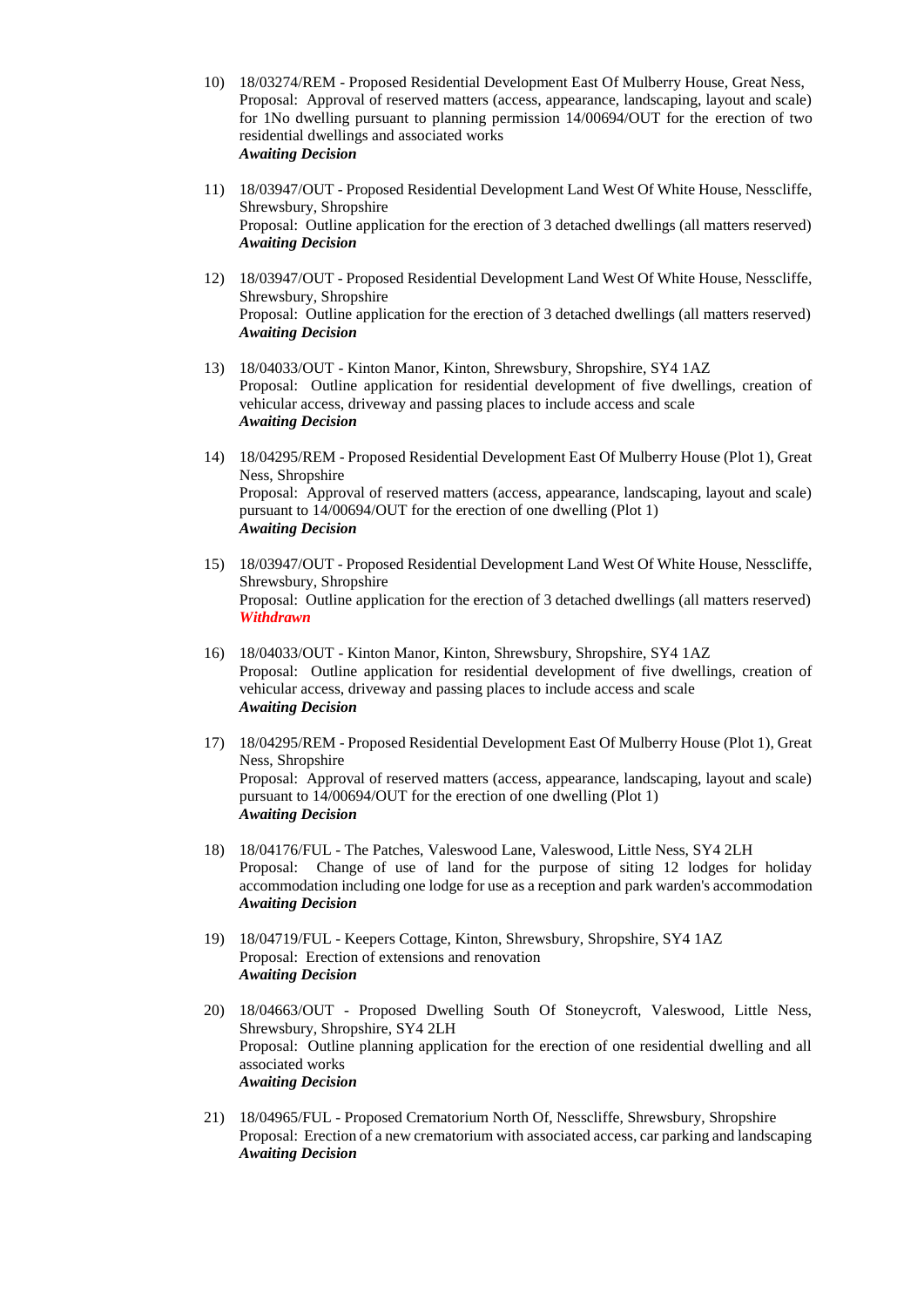10) 18/03274/REM - Proposed Residential Development East Of Mulberry House, Great Ness,
    Proposal: Approval of reserved matters (access, appearance, landscaping, layout and scale) for 1No dwelling pursuant to planning permission 14/00694/OUT for the erection of two residential dwellings and associated works
    ***Awaiting Decision***

11) 18/03947/OUT - Proposed Residential Development Land West Of White House, Nesscliffe, Shrewsbury, Shropshire
    Proposal: Outline application for the erection of 3 detached dwellings (all matters reserved)
    ***Awaiting Decision***

12) 18/03947/OUT - Proposed Residential Development Land West Of White House, Nesscliffe, Shrewsbury, Shropshire
    Proposal: Outline application for the erection of 3 detached dwellings (all matters reserved)
    ***Awaiting Decision***

13) 18/04033/OUT - Kinton Manor, Kinton, Shrewsbury, Shropshire, SY4 1AZ
    Proposal: Outline application for residential development of five dwellings, creation of vehicular access, driveway and passing places to include access and scale
    ***Awaiting Decision***

14) 18/04295/REM - Proposed Residential Development East Of Mulberry House (Plot 1), Great Ness, Shropshire
    Proposal: Approval of reserved matters (access, appearance, landscaping, layout and scale) pursuant to 14/00694/OUT for the erection of one dwelling (Plot 1)
    ***Awaiting Decision***

15) 18/03947/OUT - Proposed Residential Development Land West Of White House, Nesscliffe, Shrewsbury, Shropshire
    Proposal: Outline application for the erection of 3 detached dwellings (all matters reserved)
    ***Withdrawn***

16) 18/04033/OUT - Kinton Manor, Kinton, Shrewsbury, Shropshire, SY4 1AZ
    Proposal: Outline application for residential development of five dwellings, creation of vehicular access, driveway and passing places to include access and scale
    ***Awaiting Decision***

17) 18/04295/REM - Proposed Residential Development East Of Mulberry House (Plot 1), Great Ness, Shropshire
    Proposal: Approval of reserved matters (access, appearance, landscaping, layout and scale) pursuant to 14/00694/OUT for the erection of one dwelling (Plot 1)
    ***Awaiting Decision***

18) 18/04176/FUL - The Patches, Valeswood Lane, Valeswood, Little Ness, SY4 2LH
    Proposal: Change of use of land for the purpose of siting 12 lodges for holiday accommodation including one lodge for use as a reception and park warden's accommodation
    ***Awaiting Decision***

19) 18/04719/FUL - Keepers Cottage, Kinton, Shrewsbury, Shropshire, SY4 1AZ
    Proposal: Erection of extensions and renovation
    ***Awaiting Decision***

20) 18/04663/OUT - Proposed Dwelling South Of Stoneycroft, Valeswood, Little Ness, Shrewsbury, Shropshire, SY4 2LH
    Proposal: Outline planning application for the erection of one residential dwelling and all associated works
    ***Awaiting Decision***

21) 18/04965/FUL - Proposed Crematorium North Of, Nesscliffe, Shrewsbury, Shropshire
    Proposal: Erection of a new crematorium with associated access, car parking and landscaping
    ***Awaiting Decision***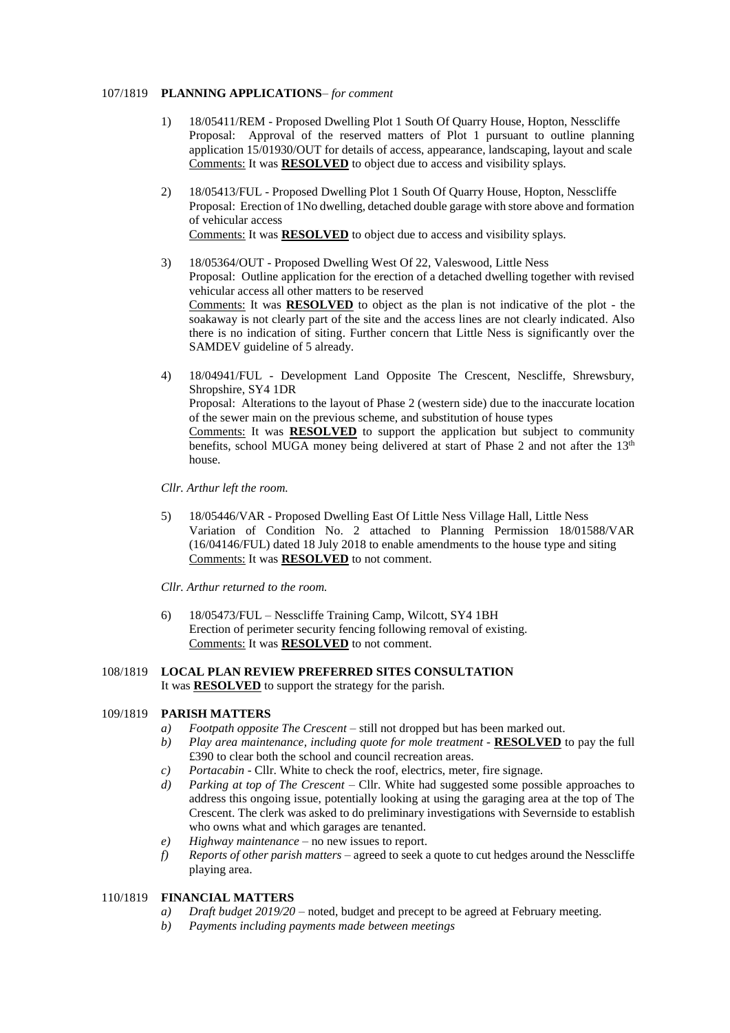107/1819 **PLANNING APPLICATIONS**– *for comment*

1) 18/05411/REM - Proposed Dwelling Plot 1 South Of Quarry House, Hopton, Nesscliffe
   Proposal: Approval of the reserved matters of Plot 1 pursuant to outline planning application 15/01930/OUT for details of access, appearance, landscaping, layout and scale
   Comments: It was **RESOLVED** to object due to access and visibility splays.

2) 18/05413/FUL - Proposed Dwelling Plot 1 South Of Quarry House, Hopton, Nesscliffe
   Proposal: Erection of 1No dwelling, detached double garage with store above and formation of vehicular access
   Comments: It was **RESOLVED** to object due to access and visibility splays.

3) 18/05364/OUT - Proposed Dwelling West Of 22, Valeswood, Little Ness
   Proposal: Outline application for the erection of a detached dwelling together with revised vehicular access all other matters to be reserved
   Comments: It was **RESOLVED** to object as the plan is not indicative of the plot - the soakaway is not clearly part of the site and the access lines are not clearly indicated. Also there is no indication of siting. Further concern that Little Ness is significantly over the SAMDEV guideline of 5 already.

4) 18/04941/FUL - Development Land Opposite The Crescent, Nescliffe, Shrewsbury, Shropshire, SY4 1DR
   Proposal: Alterations to the layout of Phase 2 (western side) due to the inaccurate location of the sewer main on the previous scheme, and substitution of house types
   Comments: It was **RESOLVED** to support the application but subject to community benefits, school MUGA money being delivered at start of Phase 2 and not after the 13th house.

*Cllr. Arthur left the room.*

5) 18/05446/VAR - Proposed Dwelling East Of Little Ness Village Hall, Little Ness
   Variation of Condition No. 2 attached to Planning Permission 18/01588/VAR (16/04146/FUL) dated 18 July 2018 to enable amendments to the house type and siting
   Comments: It was **RESOLVED** to not comment.

*Cllr. Arthur returned to the room.*

6) 18/05473/FUL – Nesscliffe Training Camp, Wilcott, SY4 1BH
   Erection of perimeter security fencing following removal of existing.
   Comments: It was **RESOLVED** to not comment.

108/1819 **LOCAL PLAN REVIEW PREFERRED SITES CONSULTATION**
It was **RESOLVED** to support the strategy for the parish.

109/1819 **PARISH MATTERS**

a) *Footpath opposite The Crescent* – still not dropped but has been marked out.
b) *Play area maintenance, including quote for mole treatment* - **RESOLVED** to pay the full £390 to clear both the school and council recreation areas.
c) *Portacabin* - Cllr. White to check the roof, electrics, meter, fire signage.
d) *Parking at top of The Crescent* – Cllr. White had suggested some possible approaches to address this ongoing issue, potentially looking at using the garaging area at the top of The Crescent. The clerk was asked to do preliminary investigations with Severnside to establish who owns what and which garages are tenanted.
e) *Highway maintenance* – no new issues to report.
f) *Reports of other parish matters* – agreed to seek a quote to cut hedges around the Nesscliffe playing area.

110/1819 **FINANCIAL MATTERS**

a) *Draft budget 2019/20* – noted, budget and precept to be agreed at February meeting.
b) *Payments including payments made between meetings*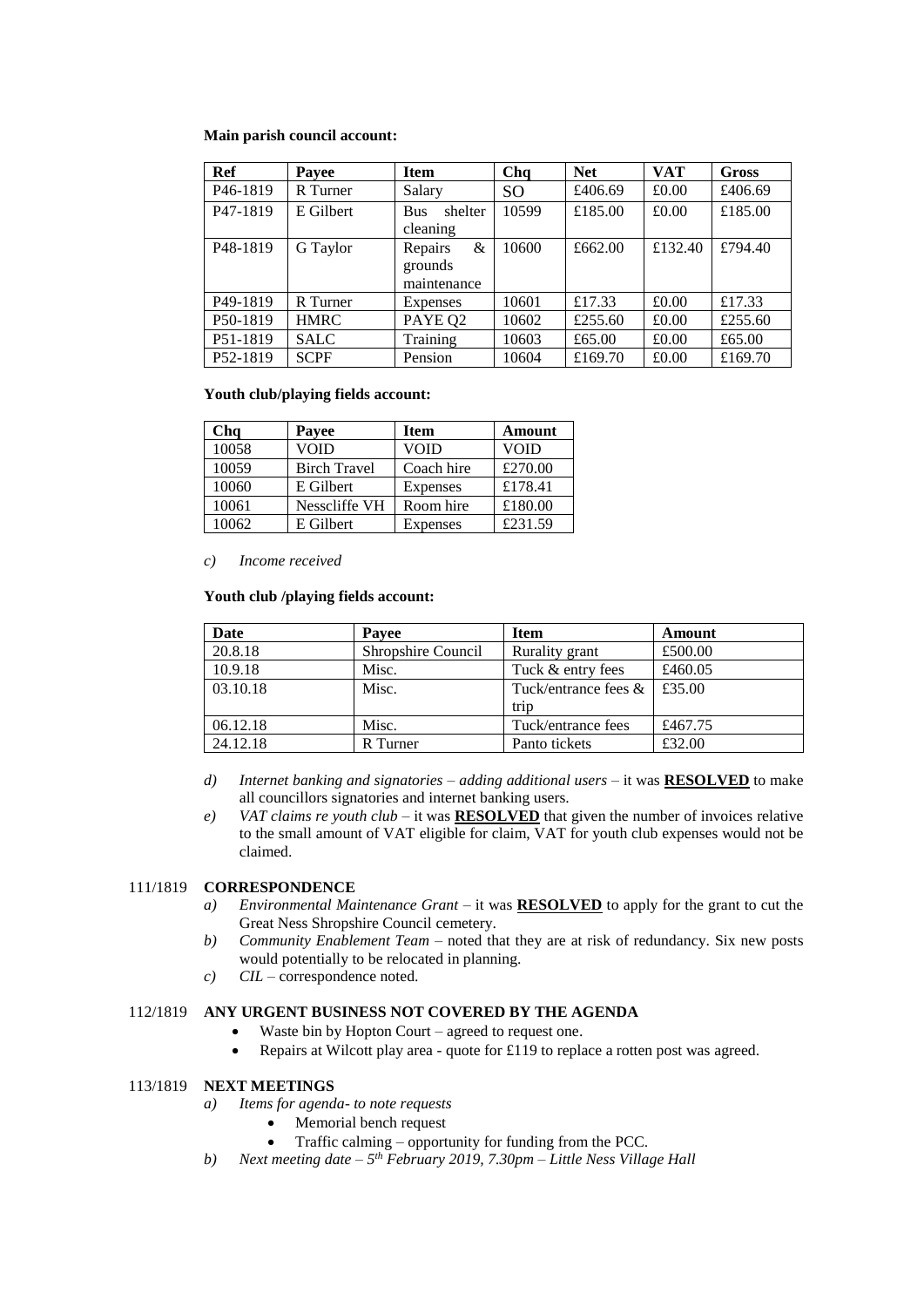**Main parish council account:**

| Ref | Payee | Item | Chq | Net | VAT | Gross |
|---|---|---|---|---|---|---|
| P46-1819 | R Turner | Salary | SO | £406.69 | £0.00 | £406.69 |
| P47-1819 | E Gilbert | Bus shelter cleaning | 10599 | £185.00 | £0.00 | £185.00 |
| P48-1819 | G Taylor | Repairs & grounds maintenance | 10600 | £662.00 | £132.40 | £794.40 |
| P49-1819 | R Turner | Expenses | 10601 | £17.33 | £0.00 | £17.33 |
| P50-1819 | HMRC | PAYE Q2 | 10602 | £255.60 | £0.00 | £255.60 |
| P51-1819 | SALC | Training | 10603 | £65.00 | £0.00 | £65.00 |
| P52-1819 | SCPF | Pension | 10604 | £169.70 | £0.00 | £169.70 |

**Youth club/playing fields account:**

| Chq | Payee | Item | Amount |
|---|---|---|---|
| 10058 | VOID | VOID | VOID |
| 10059 | Birch Travel | Coach hire | £270.00 |
| 10060 | E Gilbert | Expenses | £178.41 |
| 10061 | Nesscliffe VH | Room hire | £180.00 |
| 10062 | E Gilbert | Expenses | £231.59 |

c) *Income received*

**Youth club /playing fields account:**

| Date | Payee | Item | Amount |
|---|---|---|---|
| 20.8.18 | Shropshire Council | Rurality grant | £500.00 |
| 10.9.18 | Misc. | Tuck & entry fees | £460.05 |
| 03.10.18 | Misc. | Tuck/entrance fees & trip | £35.00 |
| 06.12.18 | Misc. | Tuck/entrance fees | £467.75 |
| 24.12.18 | R Turner | Panto tickets | £32.00 |

d) *Internet banking and signatories – adding additional users* – it was **RESOLVED** to make all councillors signatories and internet banking users.

e) *VAT claims re youth club* – it was **RESOLVED** that given the number of invoices relative to the small amount of VAT eligible for claim, VAT for youth club expenses would not be claimed.

111/1819 **CORRESPONDENCE**

a) *Environmental Maintenance Grant* – it was **RESOLVED** to apply for the grant to cut the Great Ness Shropshire Council cemetery.

b) *Community Enablement Team* – noted that they are at risk of redundancy. Six new posts would potentially to be relocated in planning.

c) *CIL* – correspondence noted.

112/1819 **ANY URGENT BUSINESS NOT COVERED BY THE AGENDA**

- Waste bin by Hopton Court – agreed to request one.
- Repairs at Wilcott play area - quote for £119 to replace a rotten post was agreed.

113/1819 **NEXT MEETINGS**

a) *Items for agenda- to note requests*
   - Memorial bench request
   - Traffic calming – opportunity for funding from the PCC.

b) *Next meeting date – 5th February 2019, 7.30pm – Little Ness Village Hall*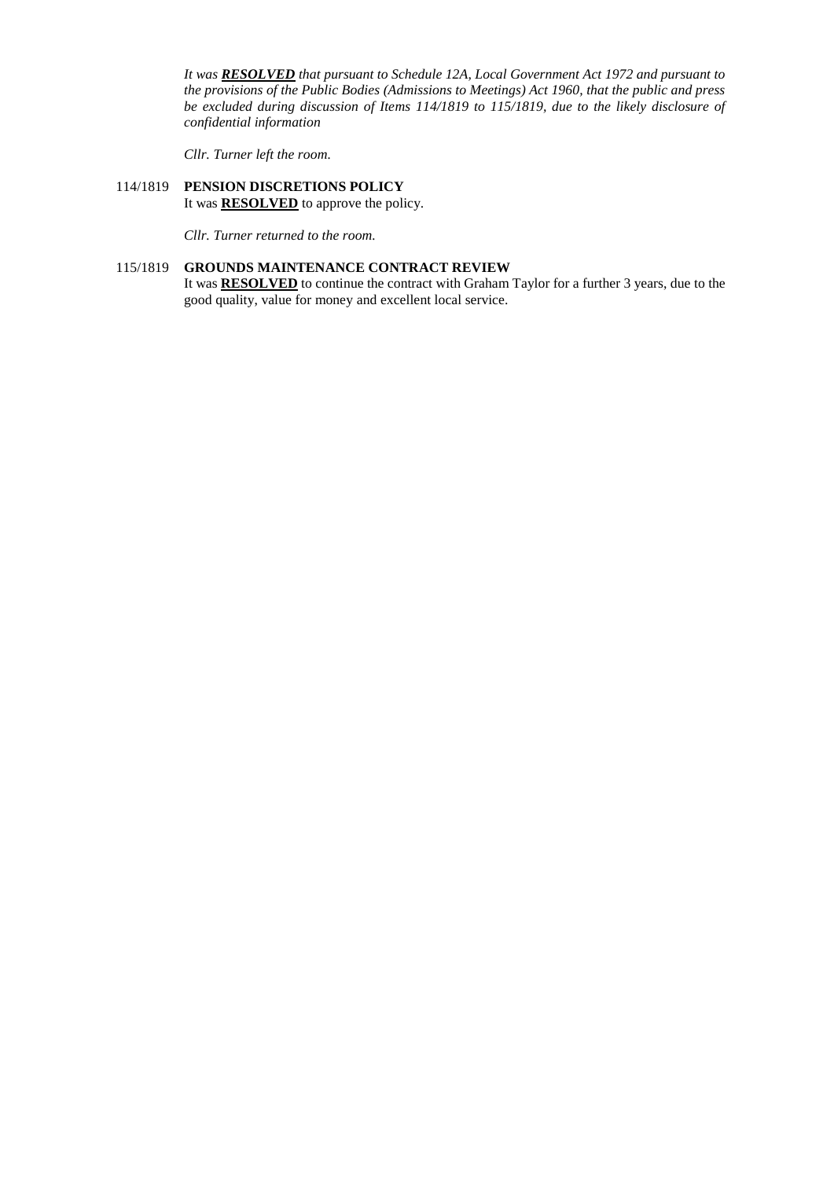*It was **RESOLVED** that pursuant to Schedule 12A, Local Government Act 1972 and pursuant to the provisions of the Public Bodies (Admissions to Meetings) Act 1960, that the public and press be excluded during discussion of Items 114/1819 to 115/1819, due to the likely disclosure of confidential information*

*Cllr. Turner left the room.*

114/1819 **PENSION DISCRETIONS POLICY**
It was **RESOLVED** to approve the policy.

*Cllr. Turner returned to the room.*

115/1819 **GROUNDS MAINTENANCE CONTRACT REVIEW**
It was **RESOLVED** to continue the contract with Graham Taylor for a further 3 years, due to the good quality, value for money and excellent local service.